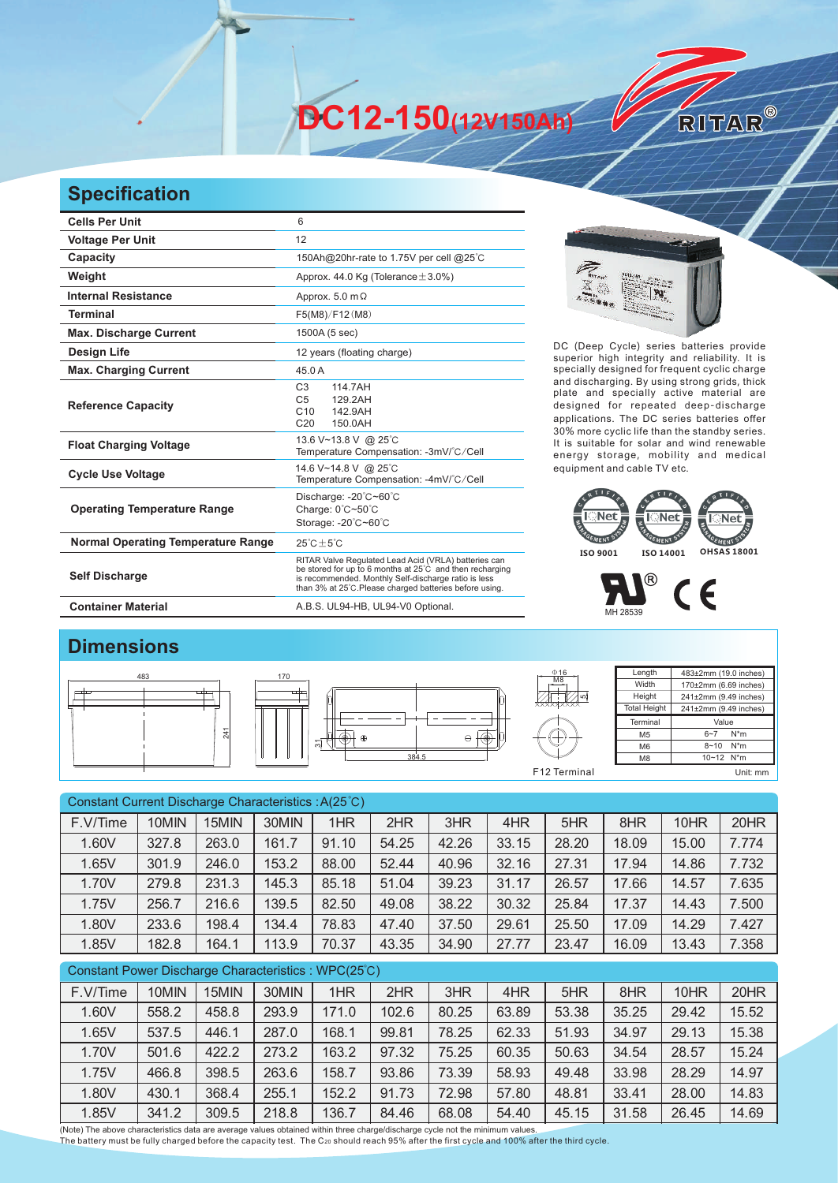# DC12-150(12V150Ah)

RITAR®

## Specification

| | |
|---|---|
| **Cells Per Unit** | 6 |
| **Voltage Per Unit** | 12 |
| **Capacity** | 150Ah@20hr-rate to 1.75V per cell @25°C |
| **Weight** | Approx. 44.0 Kg (Tolerance±3.0%) |
| **Internal Resistance** | Approx. 5.0 mΩ |
| **Terminal** | F5(M8)/F12(M8) |
| **Max. Discharge Current** | 1500A (5 sec) |
| **Design Life** | 12 years (floating charge) |
| **Max. Charging Current** | 45.0 A |
| **Reference Capacity** | C3 114.7AH<br>C5 129.2AH<br>C10 142.9AH<br>C20 150.0AH |
| **Float Charging Voltage** | 13.6 V~13.8 V @ 25°C<br>Temperature Compensation: -3mV/°C/Cell |
| **Cycle Use Voltage** | 14.6 V~14.8 V @ 25°C<br>Temperature Compensation: -4mV/°C/Cell |
| **Operating Temperature Range** | Discharge: -20°C~60°C<br>Charge: 0°C~50°C<br>Storage: -20°C~60°C |
| **Normal Operating Temperature Range** | 25°C±5°C |
| **Self Discharge** | RITAR Valve Regulated Lead Acid (VRLA) batteries can be stored for up to 6 months at 25°C and then recharging is recommended. Monthly Self-discharge ratio is less than 3% at 25°C.Please charged batteries before using. |
| **Container Material** | A.B.S. UL94-HB, UL94-V0 Optional. |

DC (Deep Cycle) series batteries provide superior high integrity and reliability. It is specially designed for frequent cyclic charge and discharging. By using strong grids, thick plate and specially active material are designed for repeated deep-discharge applications. The DC series batteries offer 30% more cyclic life than the standby series. It is suitable for solar and wind renewable energy storage, mobility and medical equipment and cable TV etc.

ISO 9001 ISO 14001 OHSAS 18001

MH 28539

## Dimensions

| Length | 483±2mm (19.0 inches) |
|---|---|
| Width | 170±2mm (6.69 inches) |
| Height | 241±2mm (9.49 inches) |
| Total Height | 241±2mm (9.49 inches) |

| Terminal | Value |
|---|---|
| M5 | 6~7 N*m |
| M6 | 8~10 N*m |
| M8 | 10~12 N*m |

F12 Terminal

Unit: mm

### Constant Current Discharge Characteristics : A(25°C)

| F.V/Time | 10MIN | 15MIN | 30MIN | 1HR | 2HR | 3HR | 4HR | 5HR | 8HR | 10HR | 20HR |
|---|---|---|---|---|---|---|---|---|---|---|---|
| 1.60V | 327.8 | 263.0 | 161.7 | 91.10 | 54.25 | 42.26 | 33.15 | 28.20 | 18.09 | 15.00 | 7.774 |
| 1.65V | 301.9 | 246.0 | 153.2 | 88.00 | 52.44 | 40.96 | 32.16 | 27.31 | 17.94 | 14.86 | 7.732 |
| 1.70V | 279.8 | 231.3 | 145.3 | 85.18 | 51.04 | 39.23 | 31.17 | 26.57 | 17.66 | 14.57 | 7.635 |
| 1.75V | 256.7 | 216.6 | 139.5 | 82.50 | 49.08 | 38.22 | 30.32 | 25.84 | 17.37 | 14.43 | 7.500 |
| 1.80V | 233.6 | 198.4 | 134.4 | 78.83 | 47.40 | 37.50 | 29.61 | 25.50 | 17.09 | 14.29 | 7.427 |
| 1.85V | 182.8 | 164.1 | 113.9 | 70.37 | 43.35 | 34.90 | 27.77 | 23.47 | 16.09 | 13.43 | 7.358 |

### Constant Power Discharge Characteristics : WPC(25°C)

| F.V/Time | 10MIN | 15MIN | 30MIN | 1HR | 2HR | 3HR | 4HR | 5HR | 8HR | 10HR | 20HR |
|---|---|---|---|---|---|---|---|---|---|---|---|
| 1.60V | 558.2 | 458.8 | 293.9 | 171.0 | 102.6 | 80.25 | 63.89 | 53.38 | 35.25 | 29.42 | 15.52 |
| 1.65V | 537.5 | 446.1 | 287.0 | 168.1 | 99.81 | 78.25 | 62.33 | 51.93 | 34.97 | 29.13 | 15.38 |
| 1.70V | 501.6 | 422.2 | 273.2 | 163.2 | 97.32 | 75.25 | 60.35 | 50.63 | 34.54 | 28.57 | 15.24 |
| 1.75V | 466.8 | 398.5 | 263.6 | 158.7 | 93.86 | 73.39 | 58.93 | 49.48 | 33.98 | 28.29 | 14.97 |
| 1.80V | 430.1 | 368.4 | 255.1 | 152.2 | 91.73 | 72.98 | 57.80 | 48.81 | 33.41 | 28.00 | 14.83 |
| 1.85V | 341.2 | 309.5 | 218.8 | 136.7 | 84.46 | 68.08 | 54.40 | 45.15 | 31.58 | 26.45 | 14.69 |

(Note) The above characteristics data are average values obtained within three charge/discharge cycle not the minimum values.
The battery must be fully charged before the capacity test. The $C_{20}$ should reach 95% after the first cycle and 100% after the third cycle.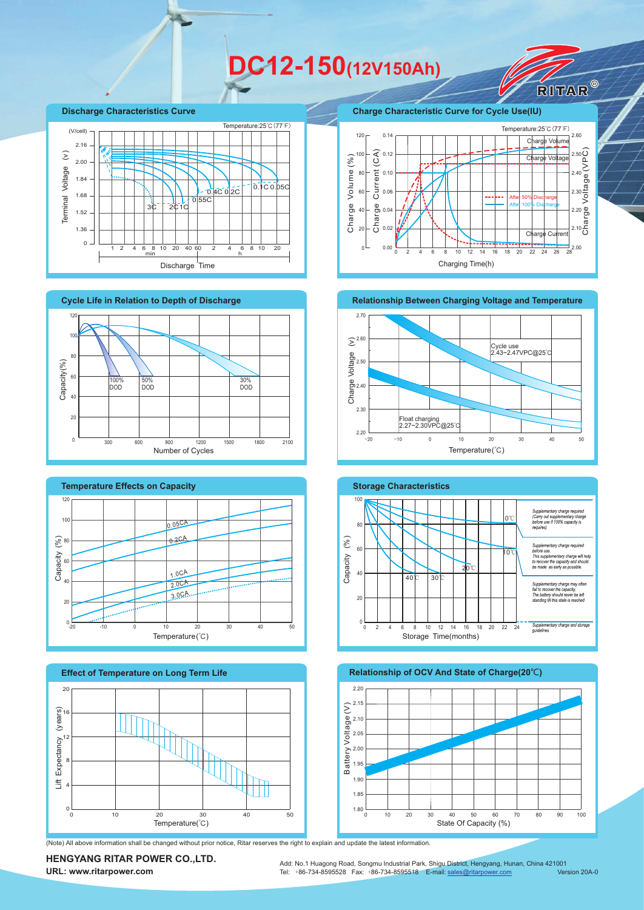# DC12-150(12V150Ah)

RITAR®

## Discharge Characteristics Curve

Temperature:25°C(77°F)

(V/cell)

Terminal Voltage (v)

2.16
2.00
1.84
1.68
1.52
1.36
0

3C 2C 1C 0.55C 0.4C 0.2C 0.1C 0.05C

1 2 4 6 8 10 20 40 60 2 4 6 8 10 20

min h

Discharge Time

## Charge Characteristic Curve for Cycle Use(IU)

Temperature:25°C(77°F)

Charge Volume (%)

Charge Current (CA)

Charge Voltage (VPC)

120 100 80 60 40 20 0

0.14 0.12 0.10 0.06 0.04 0.02 0.00

2.60 2.50 2.40 2.30 2.20 2.10 2.00

Charge Volume

Charge Voltage

After 50% Discharge

After 100% Discharge

Charge Current

0 2 4 6 8 10 12 14 16 18 20 22 24 26 28

Charging Time(h)

## Cycle Life in Relation to Depth of Discharge

Capacity(%)

120 100 80 60 40 20 0

100% DOD

50% DOD

30% DOD

300 600 900 1200 1500 1800 2100

Number of Cycles

## Relationship Between Charging Voltage and Temperature

Charge Voltage (v)

2.70 2.60 2.50 2.40 2.30 2.20

Cycle use 2.43~2.47VPC@25°C

Float charging 2.27~2.30VPC@25°C

−20 −10 0 10 20 30 40 50

Temperature(°C)

## Temperature Effects on Capacity

Capacity (%)

120 100 80 60 40 20 0

0.05CA

0.2CA

1.0CA

2.0CA

3.0CA

-20 -10 0 10 20 30 40 50

Temperature(°C)

## Storage Characteristics

Capacity (%)

100 80 60 40 20 0

0°C

10°C

20°C

40°C

30°C

0 2 4 6 8 10 12 14 16 18 20 22 24

Storage Time(months)

Supplementary charge required (Carry out supplementary charge before use if 100% capacity is requires)

Supplementary charge required before use. This supplementary charge will help to recover the capacity and should be made as early as possible.

Supplementary charge may often fail to recover the capacity. The battery should never be left standing till this state is reached

Supplementary charge and storage guidelines

## Effect of Temperature on Long Term Life

Lift Expectancy (years)

20 16 12 8 4 0

0 10 20 30 40 50

Temperature(°C)

## Relationship of OCV And State of Charge(20℃)

Battery Voltage (V)

2.20 2.15 2.10 2.05 2.00 1.95 1.90 1.85 1.80

0 10 20 30 40 50 60 70 80 90 100

State Of Capacity (%)

(Note) All above information shall be changed without prior notice, Ritar reserves the right to explain and update the latest information.

**HENGYANG RITAR POWER CO.,LTD.**

**URL: www.ritarpower.com**

Add: No.1 Huagong Road, Songmu Industrial Park, Shigu District, Hengyang, Hunan, China 421001

Tel: +86-734-8595528 Fax: +86-734-8595518 E-mail: sales@ritarpower.com

Version 20A-0